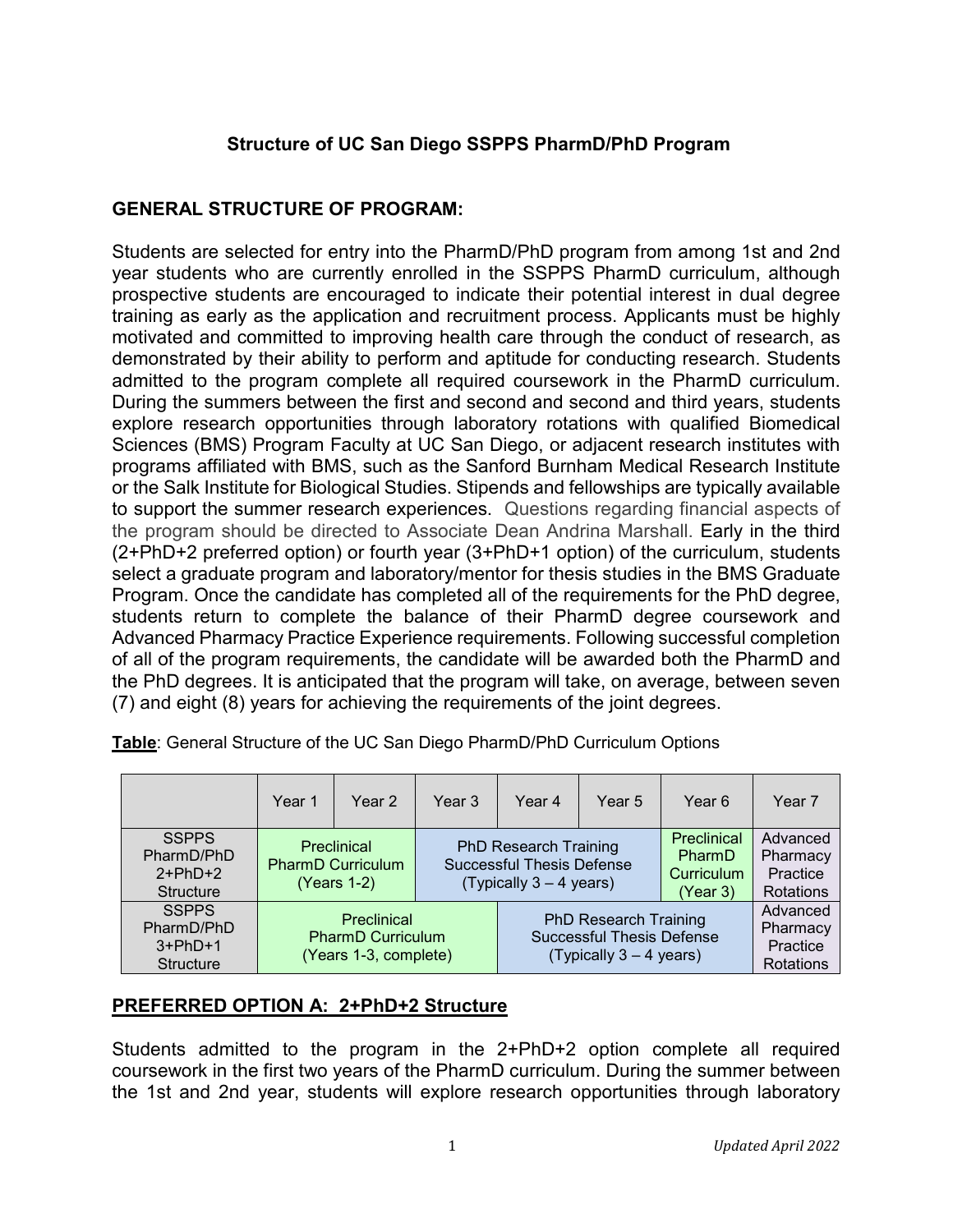## Structure of UC San Diego SSPPS PharmD/PhD Program

### GENERAL STRUCTURE OF PROGRAM:

Students are selected for entry into the PharmD/PhD program from among 1st and 2nd year students who are currently enrolled in the SSPPS PharmD curriculum, although prospective students are encouraged to indicate their potential interest in dual degree training as early as the application and recruitment process. Applicants must be highly motivated and committed to improving health care through the conduct of research, as demonstrated by their ability to perform and aptitude for conducting research. Students admitted to the program complete all required coursework in the PharmD curriculum. During the summers between the first and second and second and third years, students explore research opportunities through laboratory rotations with qualified Biomedical Sciences (BMS) Program Faculty at UC San Diego, or adjacent research institutes with programs affiliated with BMS, such as the Sanford Burnham Medical Research Institute or the Salk Institute for Biological Studies. Stipends and fellowships are typically available to support the summer research experiences. Questions regarding financial aspects of the program should be directed to Associate Dean Andrina Marshall. Early in the third (2+PhD+2 preferred option) or fourth year (3+PhD+1 option) of the curriculum, students select a graduate program and laboratory/mentor for thesis studies in the BMS Graduate Program. Once the candidate has completed all of the requirements for the PhD degree, students return to complete the balance of their PharmD degree coursework and Advanced Pharmacy Practice Experience requirements. Following successful completion of all of the program requirements, the candidate will be awarded both the PharmD and the PhD degrees. It is anticipated that the program will take, on average, between seven (7) and eight (8) years for achieving the requirements of the joint degrees.

**Table**: General Structure of the UC San Diego PharmD/PhD Curriculum Options

| | Year 1 | Year 2 | Year 3 | Year 4 | Year 5 | Year 6 | Year 7 |
|---|---|---|---|---|---|---|---|
| SSPPS PharmD/PhD 2+PhD+2 Structure | Preclinical PharmD Curriculum (Years 1-2) | | PhD Research Training Successful Thesis Defense (Typically 3 – 4 years) | | | Preclinical PharmD Curriculum (Year 3) | Advanced Pharmacy Practice Rotations |
| SSPPS PharmD/PhD 3+PhD+1 Structure | Preclinical PharmD Curriculum (Years 1-3, complete) | | | PhD Research Training Successful Thesis Defense (Typically 3 – 4 years) | | | Advanced Pharmacy Practice Rotations |

### PREFERRED OPTION A: 2+PhD+2 Structure

Students admitted to the program in the 2+PhD+2 option complete all required coursework in the first two years of the PharmD curriculum. During the summer between the 1st and 2nd year, students will explore research opportunities through laboratory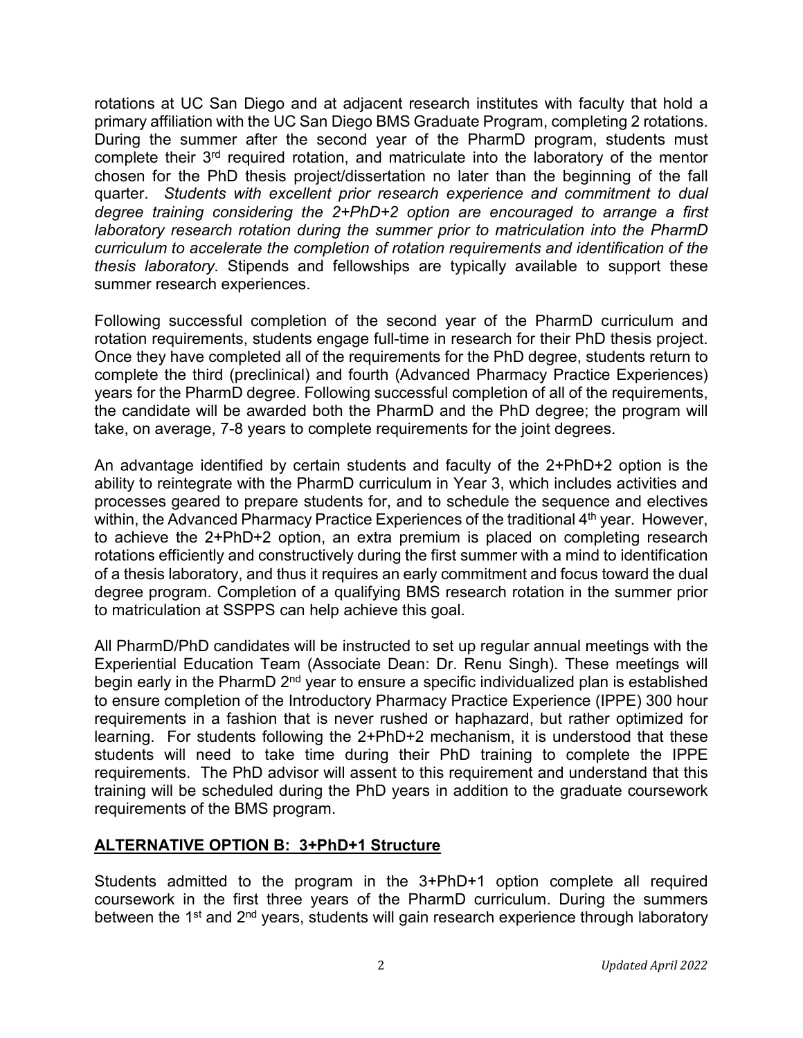rotations at UC San Diego and at adjacent research institutes with faculty that hold a primary affiliation with the UC San Diego BMS Graduate Program, completing 2 rotations. During the summer after the second year of the PharmD program, students must complete their 3rd required rotation, and matriculate into the laboratory of the mentor chosen for the PhD thesis project/dissertation no later than the beginning of the fall quarter. *Students with excellent prior research experience and commitment to dual degree training considering the 2+PhD+2 option are encouraged to arrange a first laboratory research rotation during the summer prior to matriculation into the PharmD curriculum to accelerate the completion of rotation requirements and identification of the thesis laboratory.* Stipends and fellowships are typically available to support these summer research experiences.

Following successful completion of the second year of the PharmD curriculum and rotation requirements, students engage full-time in research for their PhD thesis project. Once they have completed all of the requirements for the PhD degree, students return to complete the third (preclinical) and fourth (Advanced Pharmacy Practice Experiences) years for the PharmD degree. Following successful completion of all of the requirements, the candidate will be awarded both the PharmD and the PhD degree; the program will take, on average, 7-8 years to complete requirements for the joint degrees.

An advantage identified by certain students and faculty of the 2+PhD+2 option is the ability to reintegrate with the PharmD curriculum in Year 3, which includes activities and processes geared to prepare students for, and to schedule the sequence and electives within, the Advanced Pharmacy Practice Experiences of the traditional 4th year. However, to achieve the 2+PhD+2 option, an extra premium is placed on completing research rotations efficiently and constructively during the first summer with a mind to identification of a thesis laboratory, and thus it requires an early commitment and focus toward the dual degree program. Completion of a qualifying BMS research rotation in the summer prior to matriculation at SSPPS can help achieve this goal.

All PharmD/PhD candidates will be instructed to set up regular annual meetings with the Experiential Education Team (Associate Dean: Dr. Renu Singh). These meetings will begin early in the PharmD 2nd year to ensure a specific individualized plan is established to ensure completion of the Introductory Pharmacy Practice Experience (IPPE) 300 hour requirements in a fashion that is never rushed or haphazard, but rather optimized for learning. For students following the 2+PhD+2 mechanism, it is understood that these students will need to take time during their PhD training to complete the IPPE requirements. The PhD advisor will assent to this requirement and understand that this training will be scheduled during the PhD years in addition to the graduate coursework requirements of the BMS program.

## ALTERNATIVE OPTION B: 3+PhD+1 Structure

Students admitted to the program in the 3+PhD+1 option complete all required coursework in the first three years of the PharmD curriculum. During the summers between the 1st and 2nd years, students will gain research experience through laboratory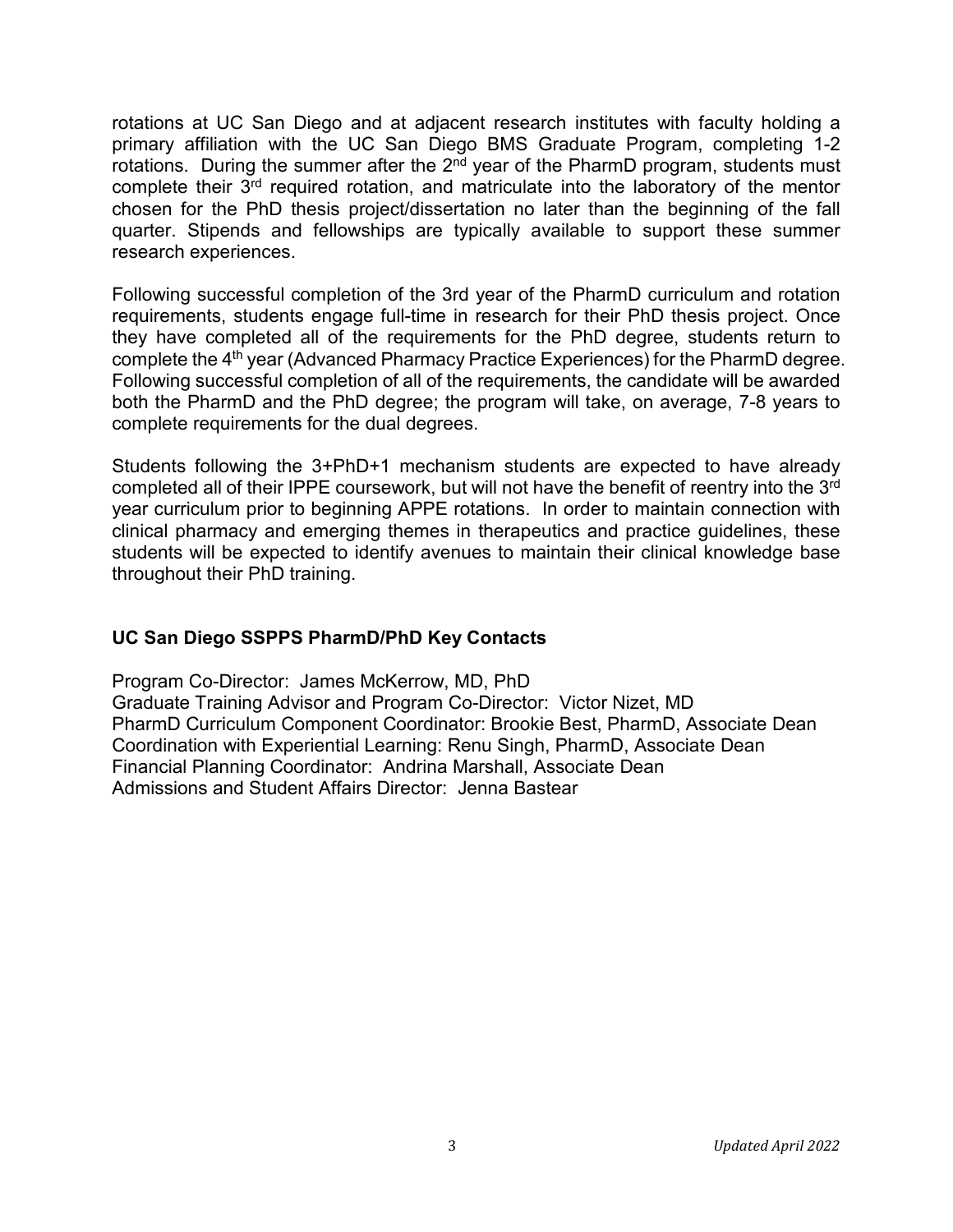rotations at UC San Diego and at adjacent research institutes with faculty holding a primary affiliation with the UC San Diego BMS Graduate Program, completing 1-2 rotations. During the summer after the 2nd year of the PharmD program, students must complete their 3rd required rotation, and matriculate into the laboratory of the mentor chosen for the PhD thesis project/dissertation no later than the beginning of the fall quarter. Stipends and fellowships are typically available to support these summer research experiences.

Following successful completion of the 3rd year of the PharmD curriculum and rotation requirements, students engage full-time in research for their PhD thesis project. Once they have completed all of the requirements for the PhD degree, students return to complete the 4th year (Advanced Pharmacy Practice Experiences) for the PharmD degree. Following successful completion of all of the requirements, the candidate will be awarded both the PharmD and the PhD degree; the program will take, on average, 7-8 years to complete requirements for the dual degrees.

Students following the 3+PhD+1 mechanism students are expected to have already completed all of their IPPE coursework, but will not have the benefit of reentry into the 3rd year curriculum prior to beginning APPE rotations. In order to maintain connection with clinical pharmacy and emerging themes in therapeutics and practice guidelines, these students will be expected to identify avenues to maintain their clinical knowledge base throughout their PhD training.

### UC San Diego SSPPS PharmD/PhD Key Contacts

Program Co-Director: James McKerrow, MD, PhD
Graduate Training Advisor and Program Co-Director: Victor Nizet, MD
PharmD Curriculum Component Coordinator: Brookie Best, PharmD, Associate Dean
Coordination with Experiential Learning: Renu Singh, PharmD, Associate Dean
Financial Planning Coordinator: Andrina Marshall, Associate Dean
Admissions and Student Affairs Director: Jenna Bastear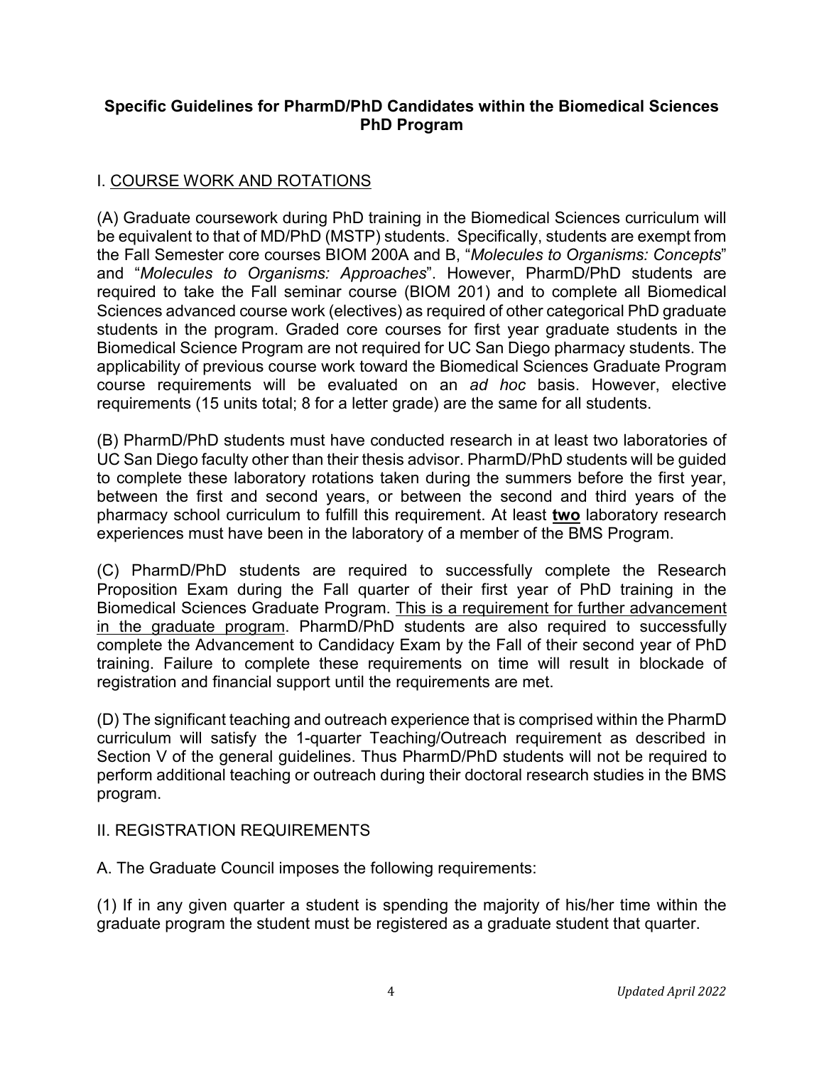**Specific Guidelines for PharmD/PhD Candidates within the Biomedical Sciences PhD Program**

## I. <u>COURSE WORK AND ROTATIONS</u>

(A) Graduate coursework during PhD training in the Biomedical Sciences curriculum will be equivalent to that of MD/PhD (MSTP) students. Specifically, students are exempt from the Fall Semester core courses BIOM 200A and B, "*Molecules to Organisms: Concepts*" and "*Molecules to Organisms: Approaches*". However, PharmD/PhD students are required to take the Fall seminar course (BIOM 201) and to complete all Biomedical Sciences advanced course work (electives) as required of other categorical PhD graduate students in the program. Graded core courses for first year graduate students in the Biomedical Science Program are not required for UC San Diego pharmacy students. The applicability of previous course work toward the Biomedical Sciences Graduate Program course requirements will be evaluated on an *ad hoc* basis. However, elective requirements (15 units total; 8 for a letter grade) are the same for all students.

(B) PharmD/PhD students must have conducted research in at least two laboratories of UC San Diego faculty other than their thesis advisor. PharmD/PhD students will be guided to complete these laboratory rotations taken during the summers before the first year, between the first and second years, or between the second and third years of the pharmacy school curriculum to fulfill this requirement. At least <u>**two**</u> laboratory research experiences must have been in the laboratory of a member of the BMS Program.

(C) PharmD/PhD students are required to successfully complete the Research Proposition Exam during the Fall quarter of their first year of PhD training in the Biomedical Sciences Graduate Program. <u>This is a requirement for further advancement in the graduate program</u>. PharmD/PhD students are also required to successfully complete the Advancement to Candidacy Exam by the Fall of their second year of PhD training. Failure to complete these requirements on time will result in blockade of registration and financial support until the requirements are met.

(D) The significant teaching and outreach experience that is comprised within the PharmD curriculum will satisfy the 1-quarter Teaching/Outreach requirement as described in Section V of the general guidelines. Thus PharmD/PhD students will not be required to perform additional teaching or outreach during their doctoral research studies in the BMS program.

## II. REGISTRATION REQUIREMENTS

A. The Graduate Council imposes the following requirements:

(1) If in any given quarter a student is spending the majority of his/her time within the graduate program the student must be registered as a graduate student that quarter.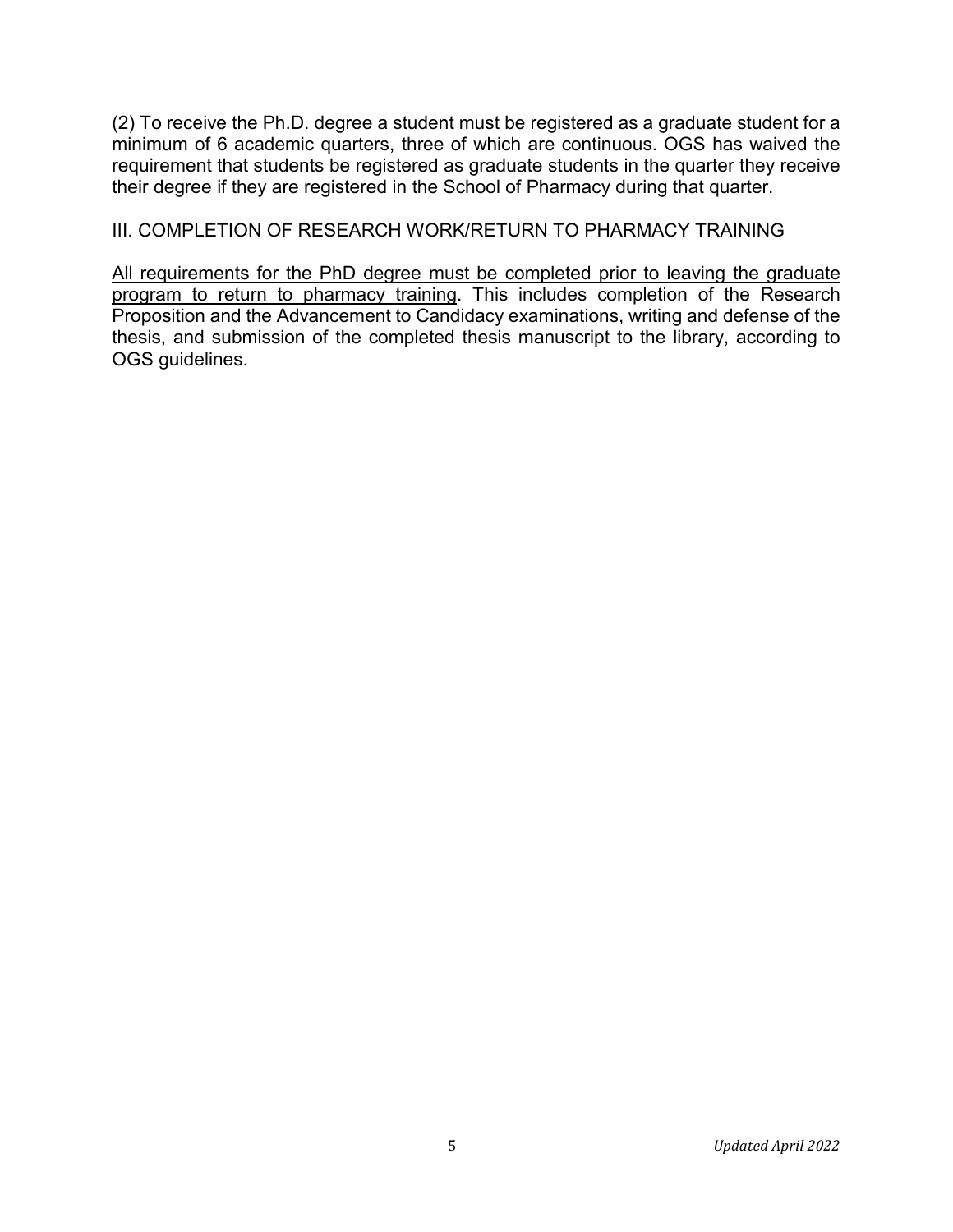(2) To receive the Ph.D. degree a student must be registered as a graduate student for a minimum of 6 academic quarters, three of which are continuous. OGS has waived the requirement that students be registered as graduate students in the quarter they receive their degree if they are registered in the School of Pharmacy during that quarter.

## III. COMPLETION OF RESEARCH WORK/RETURN TO PHARMACY TRAINING

<u>All requirements for the PhD degree must be completed prior to leaving the graduate program to return to pharmacy training</u>. This includes completion of the Research Proposition and the Advancement to Candidacy examinations, writing and defense of the thesis, and submission of the completed thesis manuscript to the library, according to OGS guidelines.